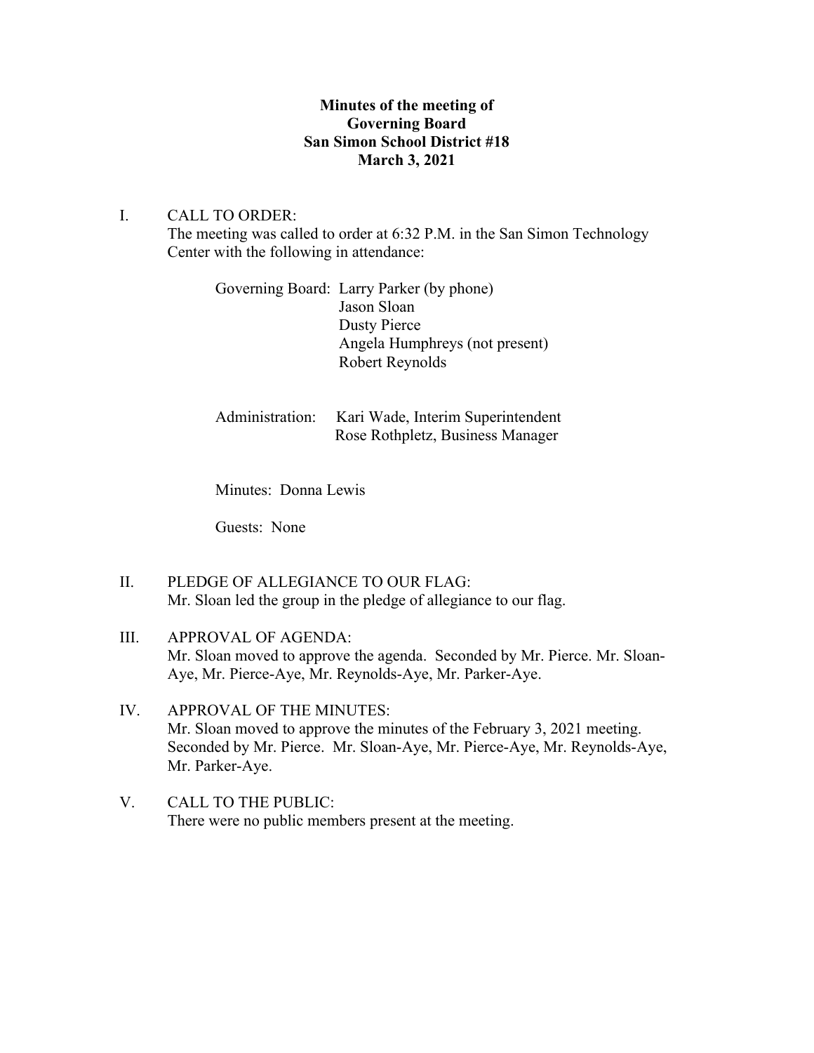**Minutes of the meeting of**
**Governing Board**
**San Simon School District #18**
**March 3, 2021**

I. CALL TO ORDER:
The meeting was called to order at 6:32 P.M. in the San Simon Technology Center with the following in attendance:

Governing Board: Larry Parker (by phone)
Jason Sloan
Dusty Pierce
Angela Humphreys (not present)
Robert Reynolds

Administration: Kari Wade, Interim Superintendent
Rose Rothpletz, Business Manager

Minutes: Donna Lewis

Guests: None

II. PLEDGE OF ALLEGIANCE TO OUR FLAG:
Mr. Sloan led the group in the pledge of allegiance to our flag.

III. APPROVAL OF AGENDA:
Mr. Sloan moved to approve the agenda. Seconded by Mr. Pierce. Mr. Sloan-Aye, Mr. Pierce-Aye, Mr. Reynolds-Aye, Mr. Parker-Aye.

IV. APPROVAL OF THE MINUTES:
Mr. Sloan moved to approve the minutes of the February 3, 2021 meeting. Seconded by Mr. Pierce. Mr. Sloan-Aye, Mr. Pierce-Aye, Mr. Reynolds-Aye, Mr. Parker-Aye.

V. CALL TO THE PUBLIC:
There were no public members present at the meeting.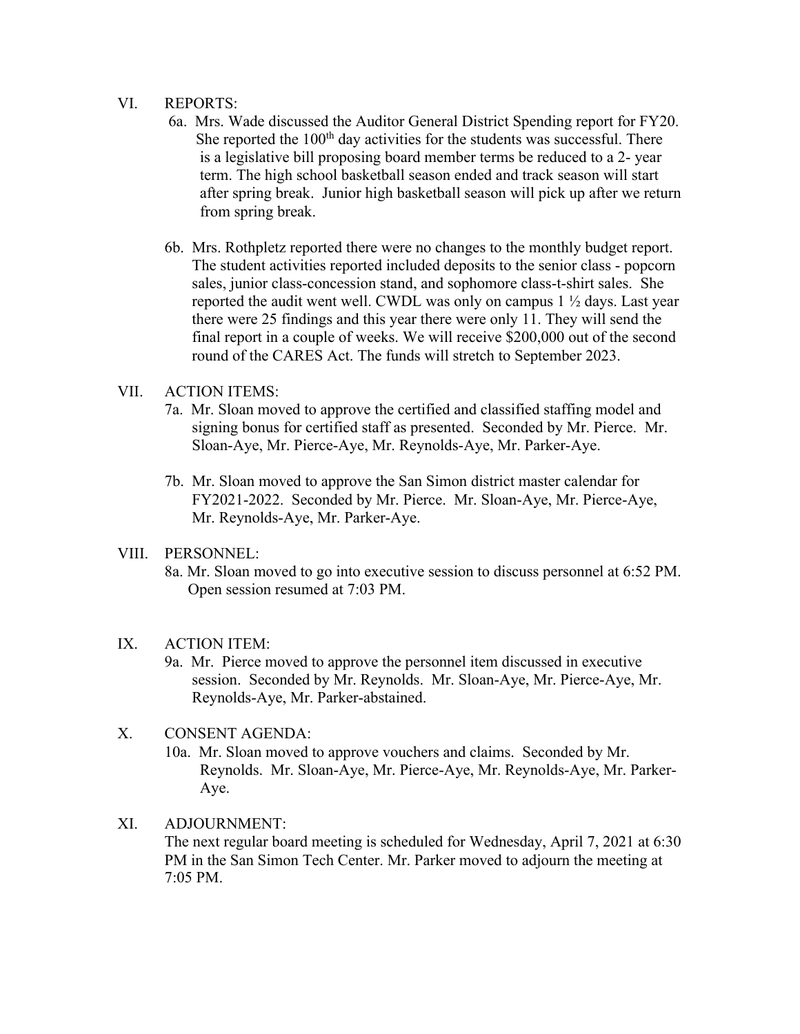VI. REPORTS:

6a. Mrs. Wade discussed the Auditor General District Spending report for FY20. She reported the 100th day activities for the students was successful. There is a legislative bill proposing board member terms be reduced to a 2- year term. The high school basketball season ended and track season will start after spring break. Junior high basketball season will pick up after we return from spring break.

6b. Mrs. Rothpletz reported there were no changes to the monthly budget report. The student activities reported included deposits to the senior class - popcorn sales, junior class-concession stand, and sophomore class-t-shirt sales. She reported the audit went well. CWDL was only on campus 1 ½ days. Last year there were 25 findings and this year there were only 11. They will send the final report in a couple of weeks. We will receive $200,000 out of the second round of the CARES Act. The funds will stretch to September 2023.

VII. ACTION ITEMS:

7a. Mr. Sloan moved to approve the certified and classified staffing model and signing bonus for certified staff as presented. Seconded by Mr. Pierce. Mr. Sloan-Aye, Mr. Pierce-Aye, Mr. Reynolds-Aye, Mr. Parker-Aye.

7b. Mr. Sloan moved to approve the San Simon district master calendar for FY2021-2022. Seconded by Mr. Pierce. Mr. Sloan-Aye, Mr. Pierce-Aye, Mr. Reynolds-Aye, Mr. Parker-Aye.

VIII. PERSONNEL:

8a. Mr. Sloan moved to go into executive session to discuss personnel at 6:52 PM. Open session resumed at 7:03 PM.

IX. ACTION ITEM:

9a. Mr. Pierce moved to approve the personnel item discussed in executive session. Seconded by Mr. Reynolds. Mr. Sloan-Aye, Mr. Pierce-Aye, Mr. Reynolds-Aye, Mr. Parker-abstained.

X. CONSENT AGENDA:

10a. Mr. Sloan moved to approve vouchers and claims. Seconded by Mr. Reynolds. Mr. Sloan-Aye, Mr. Pierce-Aye, Mr. Reynolds-Aye, Mr. Parker-Aye.

XI. ADJOURNMENT:

The next regular board meeting is scheduled for Wednesday, April 7, 2021 at 6:30 PM in the San Simon Tech Center. Mr. Parker moved to adjourn the meeting at 7:05 PM.